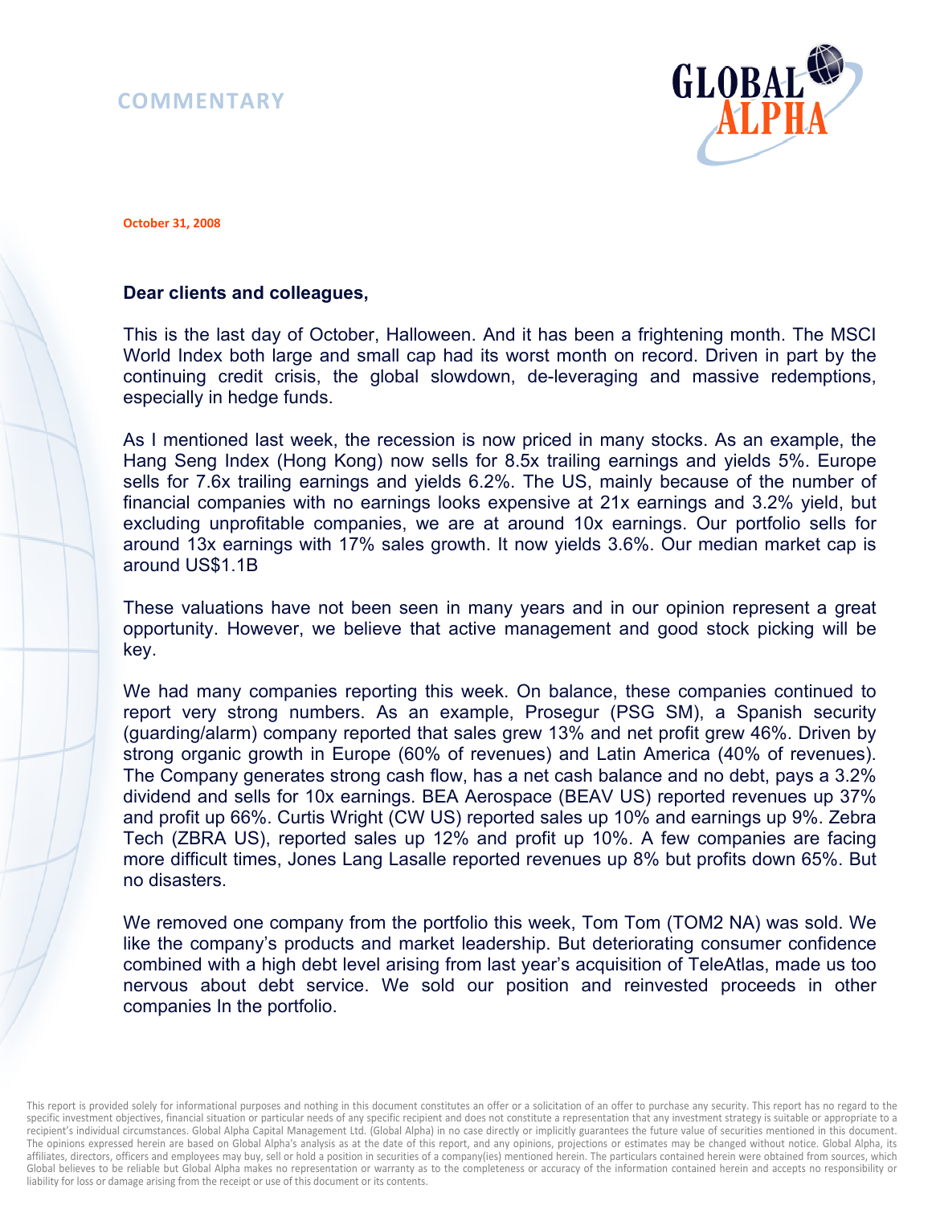# COMMENTARY

**October 31, 2008**

**Dear clients and colleagues,**

This is the last day of October, Halloween. And it has been a frightening month. The MSCI World Index both large and small cap had its worst month on record. Driven in part by the continuing credit crisis, the global slowdown, de-leveraging and massive redemptions, especially in hedge funds.

As I mentioned last week, the recession is now priced in many stocks. As an example, the Hang Seng Index (Hong Kong) now sells for 8.5x trailing earnings and yields 5%. Europe sells for 7.6x trailing earnings and yields 6.2%. The US, mainly because of the number of financial companies with no earnings looks expensive at 21x earnings and 3.2% yield, but excluding unprofitable companies, we are at around 10x earnings. Our portfolio sells for around 13x earnings with 17% sales growth. It now yields 3.6%. Our median market cap is around US$1.1B

These valuations have not been seen in many years and in our opinion represent a great opportunity. However, we believe that active management and good stock picking will be key.

We had many companies reporting this week. On balance, these companies continued to report very strong numbers. As an example, Prosegur (PSG SM), a Spanish security (guarding/alarm) company reported that sales grew 13% and net profit grew 46%. Driven by strong organic growth in Europe (60% of revenues) and Latin America (40% of revenues). The Company generates strong cash flow, has a net cash balance and no debt, pays a 3.2% dividend and sells for 10x earnings. BEA Aerospace (BEAV US) reported revenues up 37% and profit up 66%. Curtis Wright (CW US) reported sales up 10% and earnings up 9%. Zebra Tech (ZBRA US), reported sales up 12% and profit up 10%. A few companies are facing more difficult times, Jones Lang Lasalle reported revenues up 8% but profits down 65%. But no disasters.

We removed one company from the portfolio this week, Tom Tom (TOM2 NA) was sold. We like the company's products and market leadership. But deteriorating consumer confidence combined with a high debt level arising from last year's acquisition of TeleAtlas, made us too nervous about debt service. We sold our position and reinvested proceeds in other companies In the portfolio.

This report is provided solely for informational purposes and nothing in this document constitutes an offer or a solicitation of an offer to purchase any security. This report has no regard to the specific investment objectives, financial situation or particular needs of any specific recipient and does not constitute a representation that any investment strategy is suitable or appropriate to a recipient's individual circumstances. Global Alpha Capital Management Ltd. (Global Alpha) in no case directly or implicitly guarantees the future value of securities mentioned in this document. The opinions expressed herein are based on Global Alpha's analysis as at the date of this report, and any opinions, projections or estimates may be changed without notice. Global Alpha, its affiliates, directors, officers and employees may buy, sell or hold a position in securities of a company(ies) mentioned herein. The particulars contained herein were obtained from sources, which Global believes to be reliable but Global Alpha makes no representation or warranty as to the completeness or accuracy of the information contained herein and accepts no responsibility or liability for loss or damage arising from the receipt or use of this document or its contents.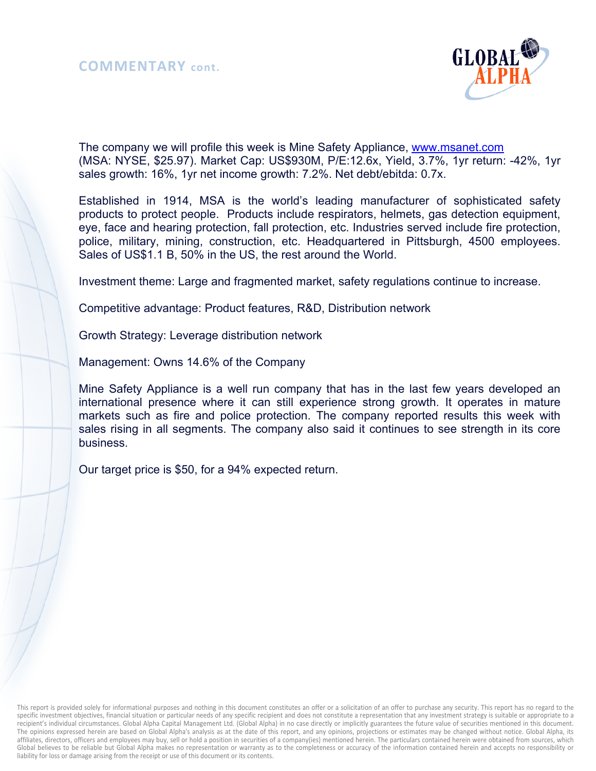## COMMENTARY cont.

The company we will profile this week is Mine Safety Appliance, www.msanet.com (MSA: NYSE, $25.97). Market Cap: US$930M, P/E:12.6x, Yield, 3.7%, 1yr return: -42%, 1yr sales growth: 16%, 1yr net income growth: 7.2%. Net debt/ebitda: 0.7x.

Established in 1914, MSA is the world's leading manufacturer of sophisticated safety products to protect people. Products include respirators, helmets, gas detection equipment, eye, face and hearing protection, fall protection, etc. Industries served include fire protection, police, military, mining, construction, etc. Headquartered in Pittsburgh, 4500 employees. Sales of US$1.1 B, 50% in the US, the rest around the World.

Investment theme: Large and fragmented market, safety regulations continue to increase.

Competitive advantage: Product features, R&D, Distribution network

Growth Strategy: Leverage distribution network

Management: Owns 14.6% of the Company

Mine Safety Appliance is a well run company that has in the last few years developed an international presence where it can still experience strong growth. It operates in mature markets such as fire and police protection. The company reported results this week with sales rising in all segments. The company also said it continues to see strength in its core business.

Our target price is $50, for a 94% expected return.

This report is provided solely for informational purposes and nothing in this document constitutes an offer or a solicitation of an offer to purchase any security. This report has no regard to the specific investment objectives, financial situation or particular needs of any specific recipient and does not constitute a representation that any investment strategy is suitable or appropriate to a recipient's individual circumstances. Global Alpha Capital Management Ltd. (Global Alpha) in no case directly or implicitly guarantees the future value of securities mentioned in this document. The opinions expressed herein are based on Global Alpha's analysis as at the date of this report, and any opinions, projections or estimates may be changed without notice. Global Alpha, its affiliates, directors, officers and employees may buy, sell or hold a position in securities of a company(ies) mentioned herein. The particulars contained herein were obtained from sources, which Global believes to be reliable but Global Alpha makes no representation or warranty as to the completeness or accuracy of the information contained herein and accepts no responsibility or liability for loss or damage arising from the receipt or use of this document or its contents.